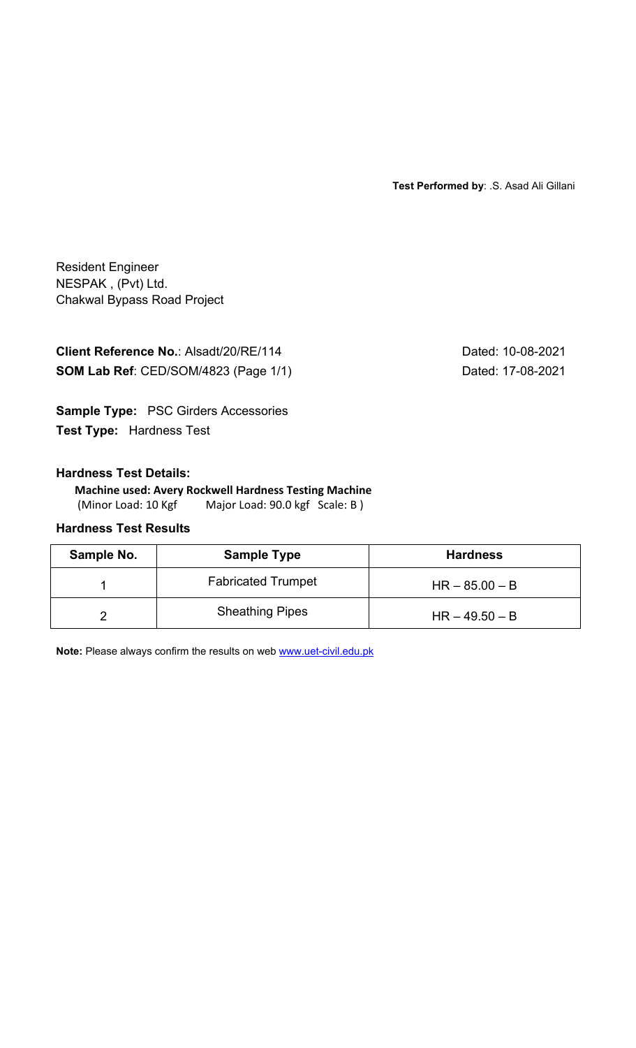**Test Performed by**: .S. Asad Ali Gillani

Resident Engineer
NESPAK , (Pvt) Ltd.
Chakwal Bypass Road Project

**Client Reference No.**: Alsadt/20/RE/114 Dated: 10-08-2021
**SOM Lab Ref**: CED/SOM/4823 (Page 1/1) Dated: 17-08-2021

**Sample Type:** PSC Girders Accessories
**Test Type:** Hardness Test

**Hardness Test Details:**

**Machine used: Avery Rockwell Hardness Testing Machine**
(Minor Load: 10 Kgf Major Load: 90.0 kgf Scale: B )

**Hardness Test Results**

| Sample No. | Sample Type | Hardness |
|---|---|---|
| 1 | Fabricated Trumpet | HR – 85.00 – B |
| 2 | Sheathing Pipes | HR – 49.50 – B |

**Note:** Please always confirm the results on web www.uet-civil.edu.pk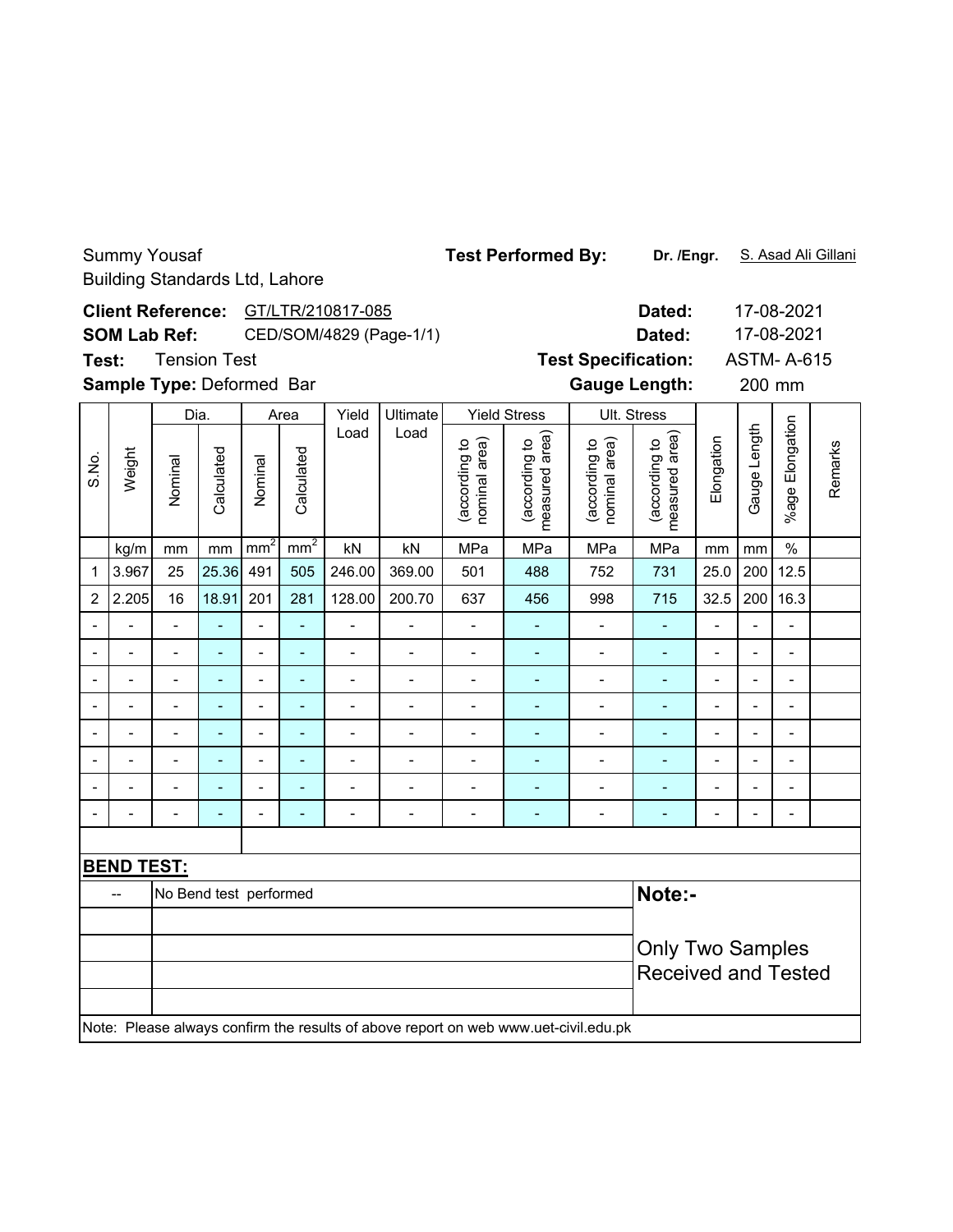Summy Yousaf
Building Standards Ltd, Lahore

**Test Performed By:** **Dr. /Engr.** S. Asad Ali Gillani

**Client Reference:** GT/LTR/210817-085 **Dated:** 17-08-2021

**SOM Lab Ref:** CED/SOM/4829 (Page-1/1) **Dated:** 17-08-2021

**Test:** Tension Test **Test Specification:** ASTM- A-615

**Sample Type:** Deformed Bar **Gauge Length:** 200 mm

| S.No. | Weight | Dia. | | Area | | Yield Load | Ultimate Load | Yield Stress | | Ult. Stress | | Elongation | Gauge Length | %age Elongation | Remarks |
|---|---|---|---|---|---|---|---|---|---|---|---|---|---|---|---|
| | | Nominal | Calculated | Nominal | Calculated | | | (according to nominal area) | (according to measured area) | (according to nominal area) | (according to measured area) | | | | |
| | kg/m | mm | mm | $mm^2$ | $mm^2$ | kN | kN | MPa | MPa | MPa | MPa | mm | mm | % | |
| 1 | 3.967 | 25 | 25.36 | 491 | 505 | 246.00 | 369.00 | 501 | 488 | 752 | 731 | 25.0 | 200 | 12.5 | |
| 2 | 2.205 | 16 | 18.91 | 201 | 281 | 128.00 | 200.70 | 637 | 456 | 998 | 715 | 32.5 | 200 | 16.3 | |
| - | - | - | - | - | - | - | - | - | - | - | - | - | - | - | |
| - | - | - | - | - | - | - | - | - | - | - | - | - | - | - | |
| - | - | - | - | - | - | - | - | - | - | - | - | - | - | - | |
| - | - | - | - | - | - | - | - | - | - | - | - | - | - | - | |
| - | - | - | - | - | - | - | - | - | - | - | - | - | - | - | |
| - | - | - | - | - | - | - | - | - | - | - | - | - | - | - | |
| - | - | - | - | - | - | - | - | - | - | - | - | - | - | - | |
| - | - | - | - | - | - | - | - | - | - | - | - | - | - | - | |

**BEND TEST:**

| | |
|---|---|
| -- | No Bend test performed |

**Note:-**

Only Two Samples Received and Tested

Note: Please always confirm the results of above report on web www.uet-civil.edu.pk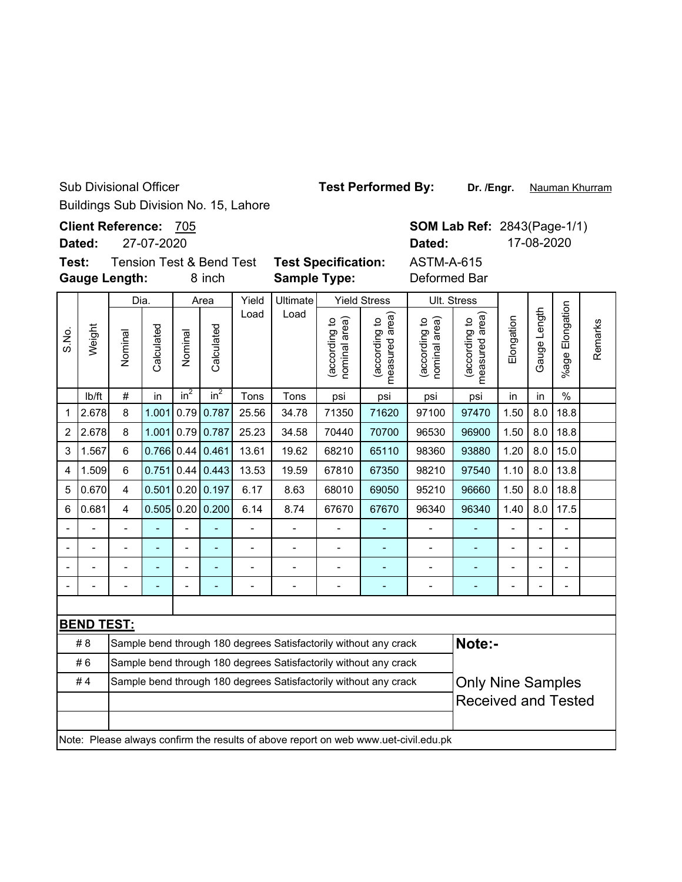Sub Divisional Officer

Buildings Sub Division No. 15, Lahore

**Test Performed By:** **Dr. /Engr.** Nauman Khurram

**Client Reference:** 705

**Dated:** 27-07-2020

**SOM Lab Ref:** 2843(Page-1/1)

**Dated:** 17-08-2020

**Test:** Tension Test & Bend Test

**Gauge Length:** 8 inch

**Test Specification:** ASTM-A-615

**Sample Type:** Deformed Bar

| S.No. | Weight | Dia. | | Area | | Yield Load | Ultimate Load | Yield Stress | | Ult. Stress | | Elongation | Gauge Length | %age Elongation | Remarks |
|---|---|---|---|---|---|---|---|---|---|---|---|---|---|---|---|
| | | Nominal | Calculated | Nominal | Calculated | | | (according to nominal area) | (according to measured area) | (according to nominal area) | (according to measured area) | | | | |
| | lb/ft | # | in | $in^2$ | $in^2$ | Tons | Tons | psi | psi | psi | psi | in | in | % | |
| 1 | 2.678 | 8 | 1.001 | 0.79 | 0.787 | 25.56 | 34.78 | 71350 | 71620 | 97100 | 97470 | 1.50 | 8.0 | 18.8 | |
| 2 | 2.678 | 8 | 1.001 | 0.79 | 0.787 | 25.23 | 34.58 | 70440 | 70700 | 96530 | 96900 | 1.50 | 8.0 | 18.8 | |
| 3 | 1.567 | 6 | 0.766 | 0.44 | 0.461 | 13.61 | 19.62 | 68210 | 65110 | 98360 | 93880 | 1.20 | 8.0 | 15.0 | |
| 4 | 1.509 | 6 | 0.751 | 0.44 | 0.443 | 13.53 | 19.59 | 67810 | 67350 | 98210 | 97540 | 1.10 | 8.0 | 13.8 | |
| 5 | 0.670 | 4 | 0.501 | 0.20 | 0.197 | 6.17 | 8.63 | 68010 | 69050 | 95210 | 96660 | 1.50 | 8.0 | 18.8 | |
| 6 | 0.681 | 4 | 0.505 | 0.20 | 0.200 | 6.14 | 8.74 | 67670 | 67670 | 96340 | 96340 | 1.40 | 8.0 | 17.5 | |
| - | - | - | - | - | - | - | - | - | - | - | - | - | - | - | |
| - | - | - | - | - | - | - | - | - | - | - | - | - | - | - | |
| - | - | - | - | - | - | - | - | - | - | - | - | - | - | - | |
| - | - | - | - | - | - | - | - | - | - | - | - | - | - | - | |

**BEND TEST:**

| Bar | Result |
|---|---|
| # 8 | Sample bend through 180 degrees Satisfactorily without any crack |
| # 6 | Sample bend through 180 degrees Satisfactorily without any crack |
| # 4 | Sample bend through 180 degrees Satisfactorily without any crack |

**Note:-**

Only Nine Samples Received and Tested

Note: Please always confirm the results of above report on web www.uet-civil.edu.pk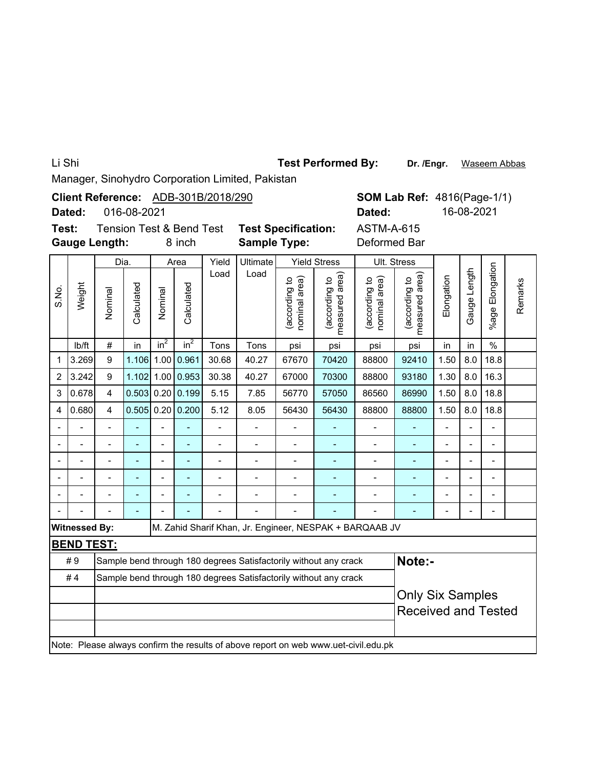Li Shi

Manager, Sinohydro Corporation Limited, Pakistan

**Test Performed By:** **Dr. /Engr.** Waseem Abbas

**Client Reference:** ADB-301B/2018/290

**Dated:** 016-08-2021

**SOM Lab Ref:** 4816(Page-1/1)

**Dated:** 16-08-2021

**Test:** Tension Test & Bend Test

**Test Specification:** ASTM-A-615

**Gauge Length:** 8 inch

**Sample Type:** Deformed Bar

| S.No. | Weight | Dia. | | Area | | Yield Load | Ultimate Load | Yield Stress | | Ult. Stress | | Elongation | Gauge Length | %age Elongation | Remarks |
|---|---|---|---|---|---|---|---|---|---|---|---|---|---|---|---|
| | | Nominal | Calculated | Nominal | Calculated | | | (according to nominal area) | (according to measured area) | (according to nominal area) | (according to measured area) | | | | |
| | lb/ft | # | in | $in^2$ | $in^2$ | Tons | Tons | psi | psi | psi | psi | in | in | % | |
| 1 | 3.269 | 9 | 1.106 | 1.00 | 0.961 | 30.68 | 40.27 | 67670 | 70420 | 88800 | 92410 | 1.50 | 8.0 | 18.8 | |
| 2 | 3.242 | 9 | 1.102 | 1.00 | 0.953 | 30.38 | 40.27 | 67000 | 70300 | 88800 | 93180 | 1.30 | 8.0 | 16.3 | |
| 3 | 0.678 | 4 | 0.503 | 0.20 | 0.199 | 5.15 | 7.85 | 56770 | 57050 | 86560 | 86990 | 1.50 | 8.0 | 18.8 | |
| 4 | 0.680 | 4 | 0.505 | 0.20 | 0.200 | 5.12 | 8.05 | 56430 | 56430 | 88800 | 88800 | 1.50 | 8.0 | 18.8 | |
| - | - | - | - | - | - | - | - | - | - | - | - | - | - | - | |
| - | - | - | - | - | - | - | - | - | - | - | - | - | - | - | |
| - | - | - | - | - | - | - | - | - | - | - | - | - | - | - | |
| - | - | - | - | - | - | - | - | - | - | - | - | - | - | - | |
| - | - | - | - | - | - | - | - | - | - | - | - | - | - | - | |
| - | - | - | - | - | - | - | - | - | - | - | - | - | - | - | |

**Witnessed By:** M. Zahid Sharif Khan, Jr. Engineer, NESPAK + BARQAAB JV

**BEND TEST:**

| | |
|---|---|
| # 9 | Sample bend through 180 degrees Satisfactorily without any crack |
| # 4 | Sample bend through 180 degrees Satisfactorily without any crack |

**Note:-**

Only Six Samples Received and Tested

Note: Please always confirm the results of above report on web www.uet-civil.edu.pk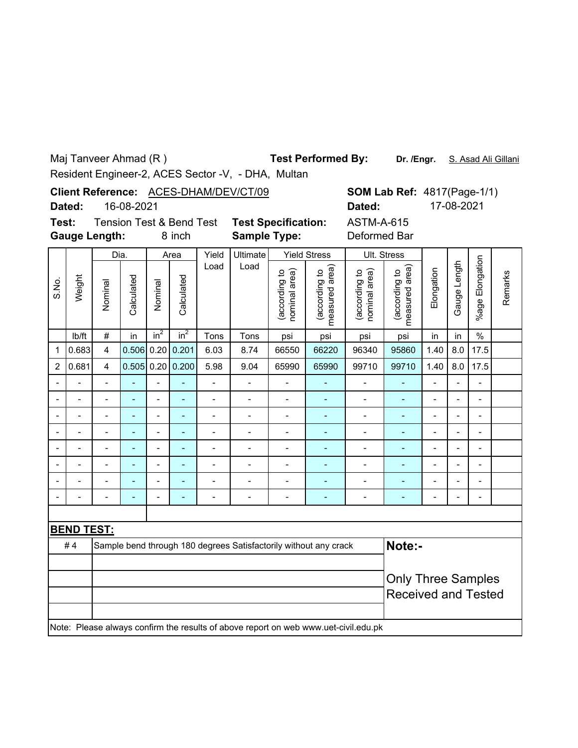Maj Tanveer Ahmad (R )

Resident Engineer-2, ACES Sector -V, - DHA, Multan

**Test Performed By:** **Dr. /Engr.** S. Asad Ali Gillani

**Client Reference:** ACES-DHAM/DEV/CT/09

**Dated:** 16-08-2021

**SOM Lab Ref:** 4817(Page-1/1)

**Dated:** 17-08-2021

**Test:** Tension Test & Bend Test

**Test Specification:** ASTM-A-615

**Gauge Length:** 8 inch

**Sample Type:** Deformed Bar

| S.No. | Weight | Dia. | | Area | | Yield Load | Ultimate Load | Yield Stress | | Ult. Stress | | Elongation | Gauge Length | %age Elongation | Remarks |
|---|---|---|---|---|---|---|---|---|---|---|---|---|---|---|---|
| | | Nominal | Calculated | Nominal | Calculated | | | (according to nominal area) | (according to measured area) | (according to nominal area) | (according to measured area) | | | | |
| | lb/ft | # | in | $in^2$ | $in^2$ | Tons | Tons | psi | psi | psi | psi | in | in | % | |
| 1 | 0.683 | 4 | 0.506 | 0.20 | 0.201 | 6.03 | 8.74 | 66550 | 66220 | 96340 | 95860 | 1.40 | 8.0 | 17.5 | |
| 2 | 0.681 | 4 | 0.505 | 0.20 | 0.200 | 5.98 | 9.04 | 65990 | 65990 | 99710 | 99710 | 1.40 | 8.0 | 17.5 | |
| - | - | - | - | - | - | - | - | - | - | - | - | - | - | - | |
| - | - | - | - | - | - | - | - | - | - | - | - | - | - | - | |
| - | - | - | - | - | - | - | - | - | - | - | - | - | - | - | |
| - | - | - | - | - | - | - | - | - | - | - | - | - | - | - | |
| - | - | - | - | - | - | - | - | - | - | - | - | - | - | - | |
| - | - | - | - | - | - | - | - | - | - | - | - | - | - | - | |
| - | - | - | - | - | - | - | - | - | - | - | - | - | - | - | |
| - | - | - | - | - | - | - | - | - | - | - | - | - | - | - | |

**BEND TEST:**

| | |
|---|---|
| # 4 | Sample bend through 180 degrees Satisfactorily without any crack |

**Note:-**

Only Three Samples Received and Tested

Note: Please always confirm the results of above report on web www.uet-civil.edu.pk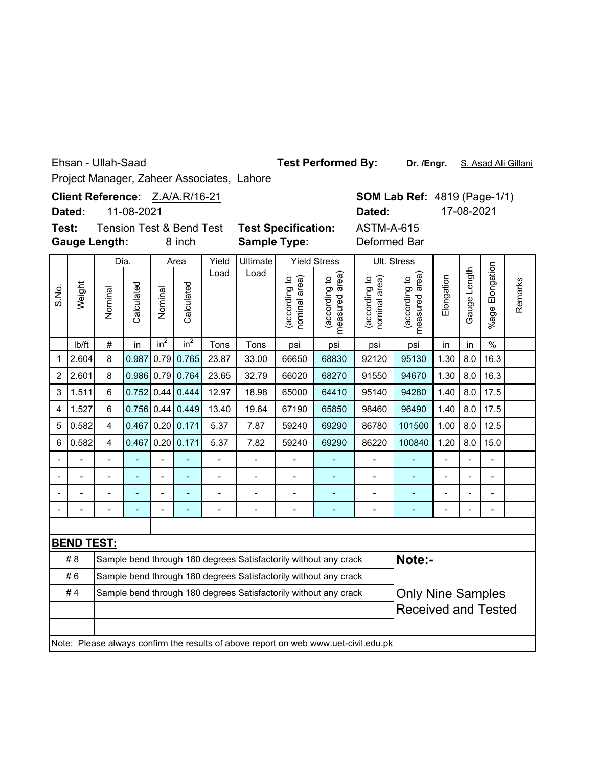Ehsan - Ullah-Saad

Project Manager, Zaheer Associates, Lahore

**Test Performed By:** **Dr. /Engr.** S. Asad Ali Gillani

**Client Reference:** Z.A/A.R/16-21

**Dated:** 11-08-2021

**SOM Lab Ref:** 4819 (Page-1/1)

**Dated:** 17-08-2021

**Test:** Tension Test & Bend Test

**Gauge Length:** 8 inch

**Test Specification:** ASTM-A-615

**Sample Type:** Deformed Bar

| S.No. | Weight | Dia. | | Area | | Yield Load | Ultimate Load | Yield Stress | | Ult. Stress | | Elongation | Gauge Length | %age Elongation | Remarks |
|---|---|---|---|---|---|---|---|---|---|---|---|---|---|---|---|
| | | Nominal | Calculated | Nominal | Calculated | | | (according to nominal area) | (according to measured area) | (according to nominal area) | (according to measured area) | | | | |
| | lb/ft | # | in | $in^2$ | $in^2$ | Tons | Tons | psi | psi | psi | psi | in | in | % | |
| 1 | 2.604 | 8 | 0.987 | 0.79 | 0.765 | 23.87 | 33.00 | 66650 | 68830 | 92120 | 95130 | 1.30 | 8.0 | 16.3 | |
| 2 | 2.601 | 8 | 0.986 | 0.79 | 0.764 | 23.65 | 32.79 | 66020 | 68270 | 91550 | 94670 | 1.30 | 8.0 | 16.3 | |
| 3 | 1.511 | 6 | 0.752 | 0.44 | 0.444 | 12.97 | 18.98 | 65000 | 64410 | 95140 | 94280 | 1.40 | 8.0 | 17.5 | |
| 4 | 1.527 | 6 | 0.756 | 0.44 | 0.449 | 13.40 | 19.64 | 67190 | 65850 | 98460 | 96490 | 1.40 | 8.0 | 17.5 | |
| 5 | 0.582 | 4 | 0.467 | 0.20 | 0.171 | 5.37 | 7.87 | 59240 | 69290 | 86780 | 101500 | 1.00 | 8.0 | 12.5 | |
| 6 | 0.582 | 4 | 0.467 | 0.20 | 0.171 | 5.37 | 7.82 | 59240 | 69290 | 86220 | 100840 | 1.20 | 8.0 | 15.0 | |
| - | - | - | - | - | - | - | - | - | - | - | - | - | - | - | |
| - | - | - | - | - | - | - | - | - | - | - | - | - | - | - | |
| - | - | - | - | - | - | - | - | - | - | - | - | - | - | - | |
| - | - | - | - | - | - | - | - | - | - | - | - | - | - | - | |

**BEND TEST:**

| | |
|---|---|
| # 8 | Sample bend through 180 degrees Satisfactorily without any crack |
| # 6 | Sample bend through 180 degrees Satisfactorily without any crack |
| # 4 | Sample bend through 180 degrees Satisfactorily without any crack |

**Note:-**

Only Nine Samples Received and Tested

Note: Please always confirm the results of above report on web www.uet-civil.edu.pk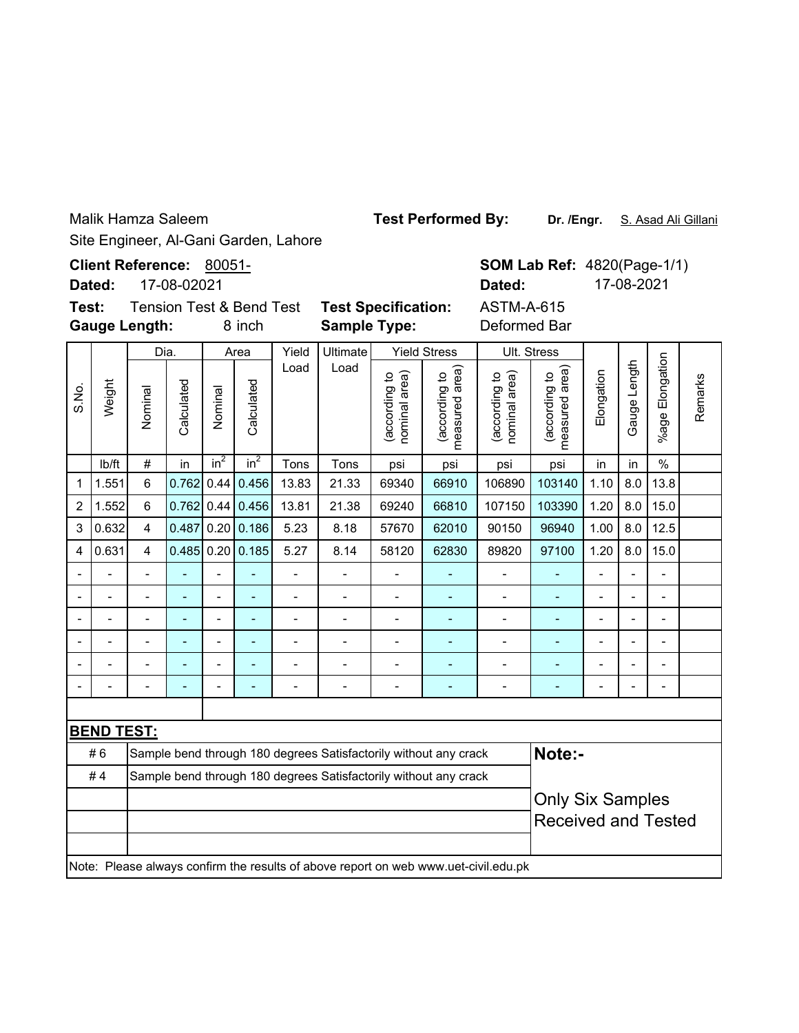Malik Hamza Saleem

Site Engineer, Al-Gani Garden, Lahore

**Test Performed By:** **Dr. /Engr.** S. Asad Ali Gillani

**Client Reference:** 80051-

**Dated:** 17-08-02021

**SOM Lab Ref:** 4820(Page-1/1)

**Dated:** 17-08-2021

**Test:** Tension Test & Bend Test

**Gauge Length:** 8 inch

**Test Specification:** ASTM-A-615

**Sample Type:** Deformed Bar

| S.No. | Weight | Dia. | | Area | | Yield Load | Ultimate Load | Yield Stress | | Ult. Stress | | Elongation | Gauge Length | %age Elongation | Remarks |
|---|---|---|---|---|---|---|---|---|---|---|---|---|---|---|---|
| | | Nominal | Calculated | Nominal | Calculated | | | (according to nominal area) | (according to measured area) | (according to nominal area) | (according to measured area) | | | | |
| | lb/ft | # | in | $in^2$ | $in^2$ | Tons | Tons | psi | psi | psi | psi | in | in | % | |
| 1 | 1.551 | 6 | 0.762 | 0.44 | 0.456 | 13.83 | 21.33 | 69340 | 66910 | 106890 | 103140 | 1.10 | 8.0 | 13.8 | |
| 2 | 1.552 | 6 | 0.762 | 0.44 | 0.456 | 13.81 | 21.38 | 69240 | 66810 | 107150 | 103390 | 1.20 | 8.0 | 15.0 | |
| 3 | 0.632 | 4 | 0.487 | 0.20 | 0.186 | 5.23 | 8.18 | 57670 | 62010 | 90150 | 96940 | 1.00 | 8.0 | 12.5 | |
| 4 | 0.631 | 4 | 0.485 | 0.20 | 0.185 | 5.27 | 8.14 | 58120 | 62830 | 89820 | 97100 | 1.20 | 8.0 | 15.0 | |
| - | - | - | - | - | - | - | - | - | - | - | - | - | - | - | |
| - | - | - | - | - | - | - | - | - | - | - | - | - | - | - | |
| - | - | - | - | - | - | - | - | - | - | - | - | - | - | - | |
| - | - | - | - | - | - | - | - | - | - | - | - | - | - | - | |
| - | - | - | - | - | - | - | - | - | - | - | - | - | - | - | |
| - | - | - | - | - | - | - | - | - | - | - | - | - | - | - | |

**BEND TEST:**

| | |
|---|---|
| # 6 | Sample bend through 180 degrees Satisfactorily without any crack |
| # 4 | Sample bend through 180 degrees Satisfactorily without any crack |

**Note:-**

Only Six Samples Received and Tested

Note: Please always confirm the results of above report on web www.uet-civil.edu.pk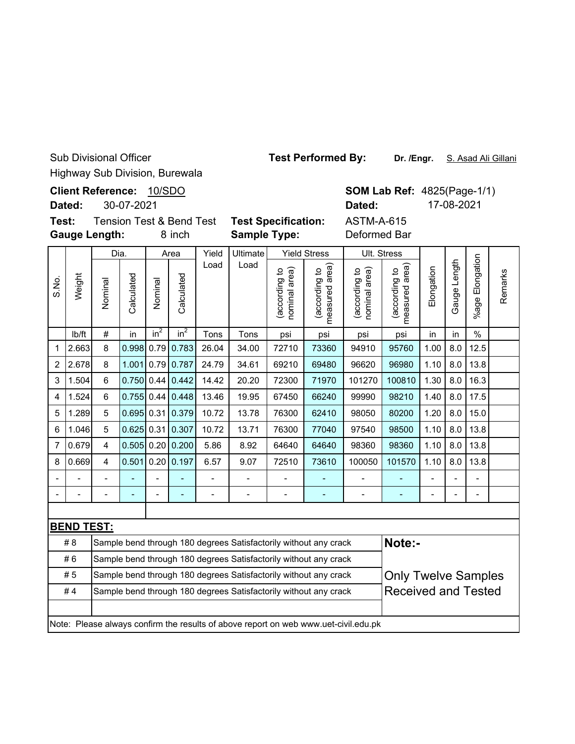Sub Divisional Officer

Highway Sub Division, Burewala

**Test Performed By:** **Dr. /Engr.** S. Asad Ali Gillani

**Client Reference:** 10/SDO

**Dated:** 30-07-2021

**SOM Lab Ref:** 4825(Page-1/1)

**Dated:** 17-08-2021

**Test:** Tension Test & Bend Test

**Gauge Length:** 8 inch

**Test Specification:** ASTM-A-615

**Sample Type:** Deformed Bar

| S.No. | Weight | Dia. | | Area | | Yield Load | Ultimate Load | Yield Stress | | Ult. Stress | | Elongation | Gauge Length | %age Elongation | Remarks |
|---|---|---|---|---|---|---|---|---|---|---|---|---|---|---|---|
| | | Nominal | Calculated | Nominal | Calculated | | | (according to nominal area) | (according to measured area) | (according to nominal area) | (according to measured area) | | | | |
| | lb/ft | # | in | $in^2$ | $in^2$ | Tons | Tons | psi | psi | psi | psi | in | in | % | |
| 1 | 2.663 | 8 | 0.998 | 0.79 | 0.783 | 26.04 | 34.00 | 72710 | 73360 | 94910 | 95760 | 1.00 | 8.0 | 12.5 | |
| 2 | 2.678 | 8 | 1.001 | 0.79 | 0.787 | 24.79 | 34.61 | 69210 | 69480 | 96620 | 96980 | 1.10 | 8.0 | 13.8 | |
| 3 | 1.504 | 6 | 0.750 | 0.44 | 0.442 | 14.42 | 20.20 | 72300 | 71970 | 101270 | 100810 | 1.30 | 8.0 | 16.3 | |
| 4 | 1.524 | 6 | 0.755 | 0.44 | 0.448 | 13.46 | 19.95 | 67450 | 66240 | 99990 | 98210 | 1.40 | 8.0 | 17.5 | |
| 5 | 1.289 | 5 | 0.695 | 0.31 | 0.379 | 10.72 | 13.78 | 76300 | 62410 | 98050 | 80200 | 1.20 | 8.0 | 15.0 | |
| 6 | 1.046 | 5 | 0.625 | 0.31 | 0.307 | 10.72 | 13.71 | 76300 | 77040 | 97540 | 98500 | 1.10 | 8.0 | 13.8 | |
| 7 | 0.679 | 4 | 0.505 | 0.20 | 0.200 | 5.86 | 8.92 | 64640 | 64640 | 98360 | 98360 | 1.10 | 8.0 | 13.8 | |
| 8 | 0.669 | 4 | 0.501 | 0.20 | 0.197 | 6.57 | 9.07 | 72510 | 73610 | 100050 | 101570 | 1.10 | 8.0 | 13.8 | |
| - | - | - | - | - | - | - | - | - | - | - | - | - | - | - | |
| - | - | - | - | - | - | - | - | - | - | - | - | - | - | - | |

**BEND TEST:**

| Bar | Result |
|---|---|
| # 8 | Sample bend through 180 degrees Satisfactorily without any crack |
| # 6 | Sample bend through 180 degrees Satisfactorily without any crack |
| # 5 | Sample bend through 180 degrees Satisfactorily without any crack |
| # 4 | Sample bend through 180 degrees Satisfactorily without any crack |

**Note:-**

Only Twelve Samples Received and Tested

Note: Please always confirm the results of above report on web www.uet-civil.edu.pk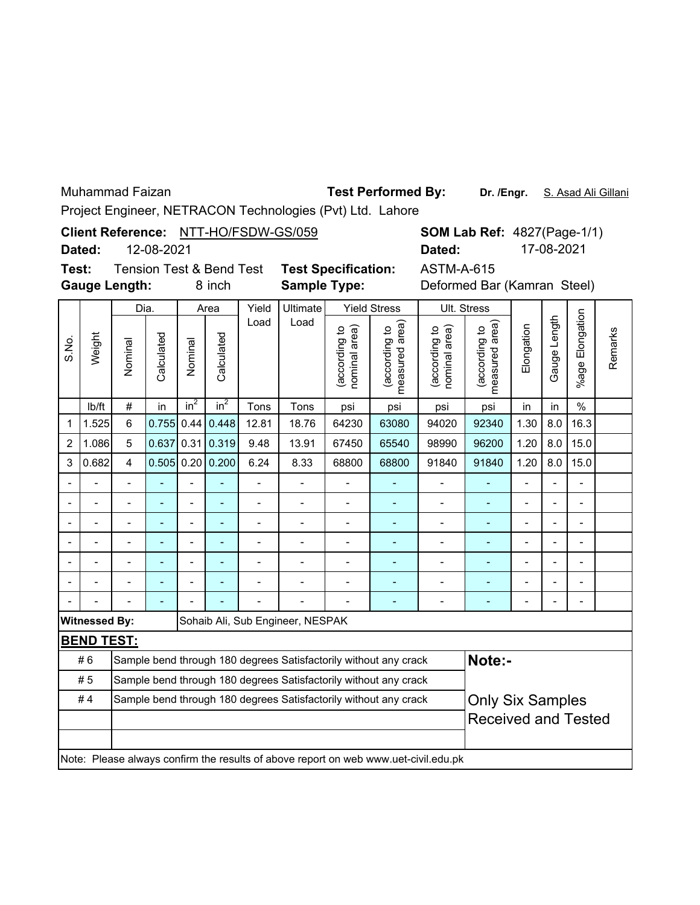Muhammad Faizan **Test Performed By:** **Dr. /Engr.** S. Asad Ali Gillani

Project Engineer, NETRACON Technologies (Pvt) Ltd. Lahore

**Client Reference:** NTT-HO/FSDW-GS/059 **SOM Lab Ref:** 4827(Page-1/1)

**Dated:** 12-08-2021 **Dated:** 17-08-2021

**Test:** Tension Test & Bend Test **Test Specification:** ASTM-A-615

**Gauge Length:** 8 inch **Sample Type:** Deformed Bar (Kamran Steel)

| S.No. | Weight | Dia. | | Area | | Yield Load | Ultimate Load | Yield Stress | | Ult. Stress | | Elongation | Gauge Length | %age Elongation | Remarks |
|---|---|---|---|---|---|---|---|---|---|---|---|---|---|---|---|
| | | Nominal | Calculated | Nominal | Calculated | | | (according to nominal area) | (according to measured area) | (according to nominal area) | (according to measured area) | | | | |
| | lb/ft | # | in | $in^2$ | $in^2$ | Tons | Tons | psi | psi | psi | psi | in | in | % | |
| 1 | 1.525 | 6 | 0.755 | 0.44 | 0.448 | 12.81 | 18.76 | 64230 | 63080 | 94020 | 92340 | 1.30 | 8.0 | 16.3 | |
| 2 | 1.086 | 5 | 0.637 | 0.31 | 0.319 | 9.48 | 13.91 | 67450 | 65540 | 98990 | 96200 | 1.20 | 8.0 | 15.0 | |
| 3 | 0.682 | 4 | 0.505 | 0.20 | 0.200 | 6.24 | 8.33 | 68800 | 68800 | 91840 | 91840 | 1.20 | 8.0 | 15.0 | |
| - | - | - | - | - | - | - | - | - | - | - | - | - | - | - | |
| - | - | - | - | - | - | - | - | - | - | - | - | - | - | - | |
| - | - | - | - | - | - | - | - | - | - | - | - | - | - | - | |
| - | - | - | - | - | - | - | - | - | - | - | - | - | - | - | |
| - | - | - | - | - | - | - | - | - | - | - | - | - | - | - | |
| - | - | - | - | - | - | - | - | - | - | - | - | - | - | - | |
| - | - | - | - | - | - | - | - | - | - | - | - | - | - | - | |

**Witnessed By:** Sohaib Ali, Sub Engineer, NESPAK

**BEND TEST:**

| | | |
|---|---|---|
| # 6 | Sample bend through 180 degrees Satisfactorily without any crack | **Note:-** |
| # 5 | Sample bend through 180 degrees Satisfactorily without any crack | |
| # 4 | Sample bend through 180 degrees Satisfactorily without any crack | Only Six Samples Received and Tested |

Note: Please always confirm the results of above report on web www.uet-civil.edu.pk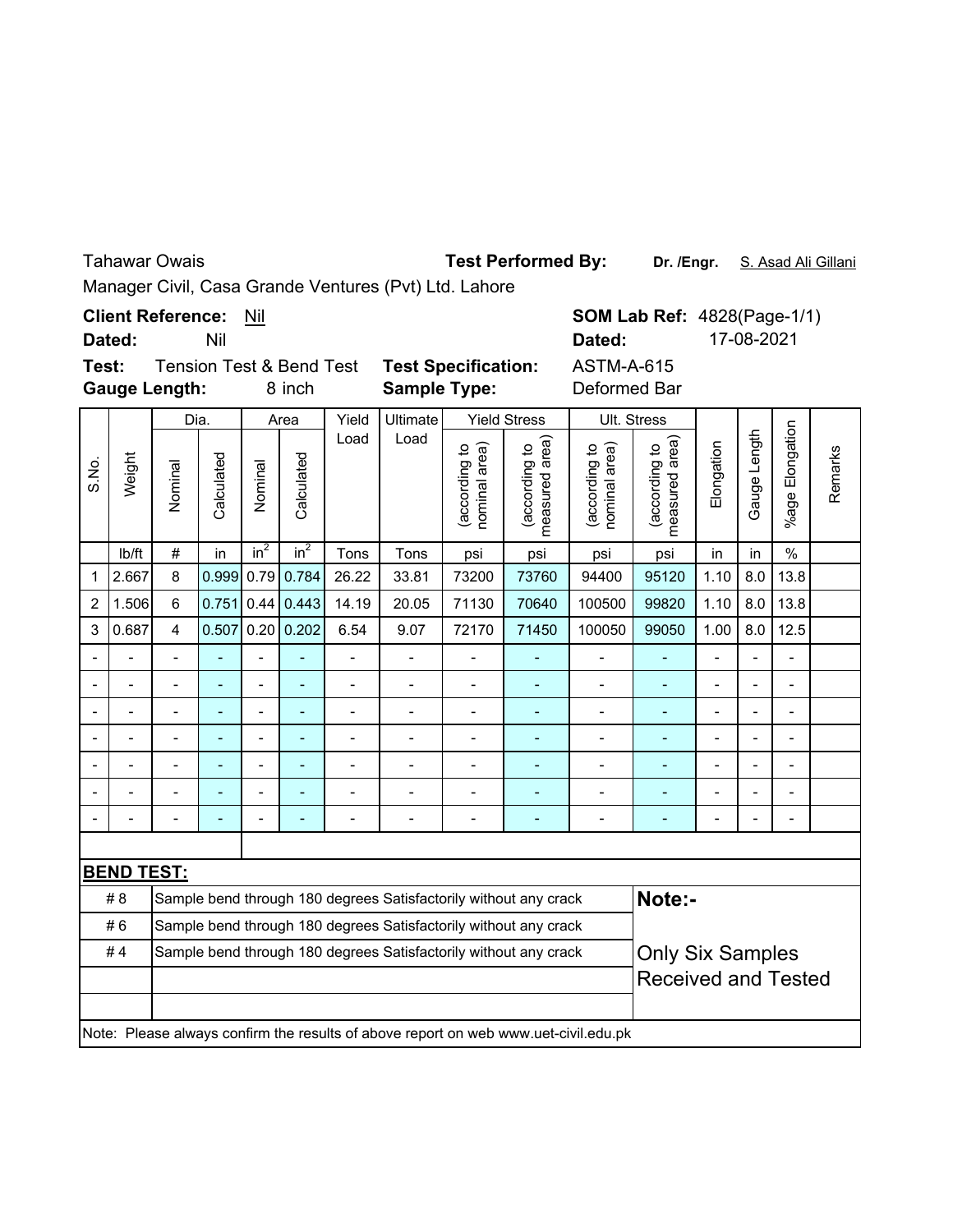Tahawar Owais

Manager Civil, Casa Grande Ventures (Pvt) Ltd. Lahore

**Test Performed By:** **Dr. /Engr.** S. Asad Ali Gillani

**Client Reference:** Nil

**Dated:** Nil

**SOM Lab Ref:** 4828(Page-1/1)

**Dated:** 17-08-2021

**Test:** Tension Test & Bend Test

**Test Specification:** ASTM-A-615

**Gauge Length:** 8 inch

**Sample Type:** Deformed Bar

| S.No. | Weight | Dia. | | Area | | Yield Load | Ultimate Load | Yield Stress | | Ult. Stress | | Elongation | Gauge Length | %age Elongation | Remarks |
|---|---|---|---|---|---|---|---|---|---|---|---|---|---|---|---|
| | | Nominal | Calculated | Nominal | Calculated | | | (according to nominal area) | (according to measured area) | (according to nominal area) | (according to measured area) | | | | |
| | lb/ft | # | in | $in^2$ | $in^2$ | Tons | Tons | psi | psi | psi | psi | in | in | % | |
| 1 | 2.667 | 8 | 0.999 | 0.79 | 0.784 | 26.22 | 33.81 | 73200 | 73760 | 94400 | 95120 | 1.10 | 8.0 | 13.8 | |
| 2 | 1.506 | 6 | 0.751 | 0.44 | 0.443 | 14.19 | 20.05 | 71130 | 70640 | 100500 | 99820 | 1.10 | 8.0 | 13.8 | |
| 3 | 0.687 | 4 | 0.507 | 0.20 | 0.202 | 6.54 | 9.07 | 72170 | 71450 | 100050 | 99050 | 1.00 | 8.0 | 12.5 | |
| - | - | - | - | - | - | - | - | - | - | - | - | - | - | - | |
| - | - | - | - | - | - | - | - | - | - | - | - | - | - | - | |
| - | - | - | - | - | - | - | - | - | - | - | - | - | - | - | |
| - | - | - | - | - | - | - | - | - | - | - | - | - | - | - | |
| - | - | - | - | - | - | - | - | - | - | - | - | - | - | - | |
| - | - | - | - | - | - | - | - | - | - | - | - | - | - | - | |
| - | - | - | - | - | - | - | - | - | - | - | - | - | - | - | |

**BEND TEST:**

| | |
|---|---|
| # 8 | Sample bend through 180 degrees Satisfactorily without any crack |
| # 6 | Sample bend through 180 degrees Satisfactorily without any crack |
| # 4 | Sample bend through 180 degrees Satisfactorily without any crack |

**Note:-**

Only Six Samples Received and Tested

Note: Please always confirm the results of above report on web www.uet-civil.edu.pk